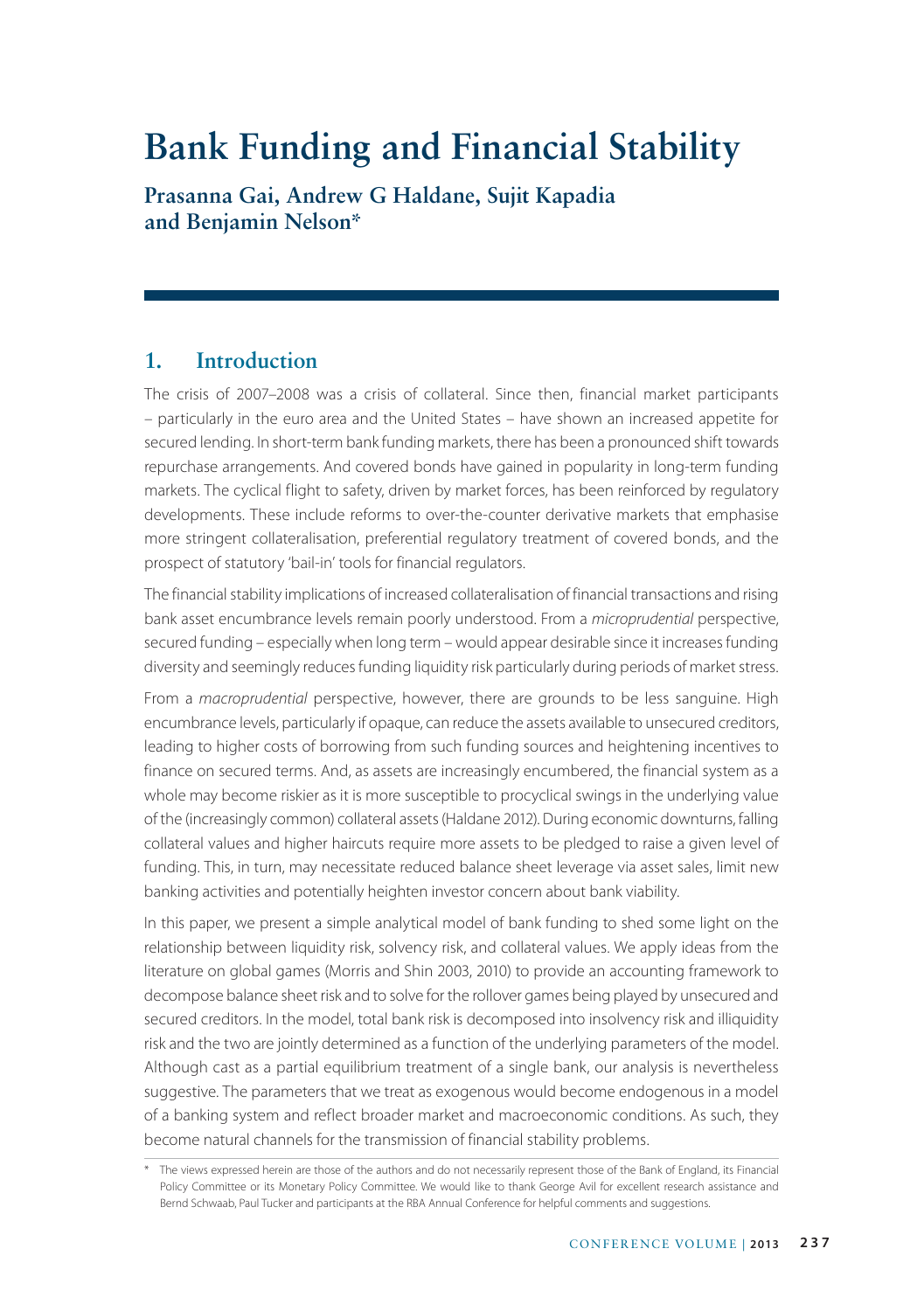# Bank Funding and Financial Stability

**Prasanna Gai, Andrew G Haldane, Sujit Kapadia and Benjamin Nelson***

## 1. Introduction

The crisis of 2007–2008 was a crisis of collateral. Since then, financial market participants – particularly in the euro area and the United States – have shown an increased appetite for secured lending. In short-term bank funding markets, there has been a pronounced shift towards repurchase arrangements. And covered bonds have gained in popularity in long-term funding markets. The cyclical flight to safety, driven by market forces, has been reinforced by regulatory developments. These include reforms to over-the-counter derivative markets that emphasise more stringent collateralisation, preferential regulatory treatment of covered bonds, and the prospect of statutory 'bail-in' tools for financial regulators.

The financial stability implications of increased collateralisation of financial transactions and rising bank asset encumbrance levels remain poorly understood. From a *microprudential* perspective, secured funding – especially when long term – would appear desirable since it increases funding diversity and seemingly reduces funding liquidity risk particularly during periods of market stress.

From a *macroprudential* perspective, however, there are grounds to be less sanguine. High encumbrance levels, particularly if opaque, can reduce the assets available to unsecured creditors, leading to higher costs of borrowing from such funding sources and heightening incentives to finance on secured terms. And, as assets are increasingly encumbered, the financial system as a whole may become riskier as it is more susceptible to procyclical swings in the underlying value of the (increasingly common) collateral assets (Haldane 2012). During economic downturns, falling collateral values and higher haircuts require more assets to be pledged to raise a given level of funding. This, in turn, may necessitate reduced balance sheet leverage via asset sales, limit new banking activities and potentially heighten investor concern about bank viability.

In this paper, we present a simple analytical model of bank funding to shed some light on the relationship between liquidity risk, solvency risk, and collateral values. We apply ideas from the literature on global games (Morris and Shin 2003, 2010) to provide an accounting framework to decompose balance sheet risk and to solve for the rollover games being played by unsecured and secured creditors. In the model, total bank risk is decomposed into insolvency risk and illiquidity risk and the two are jointly determined as a function of the underlying parameters of the model. Although cast as a partial equilibrium treatment of a single bank, our analysis is nevertheless suggestive. The parameters that we treat as exogenous would become endogenous in a model of a banking system and reflect broader market and macroeconomic conditions. As such, they become natural channels for the transmission of financial stability problems.

\* The views expressed herein are those of the authors and do not necessarily represent those of the Bank of England, its Financial Policy Committee or its Monetary Policy Committee. We would like to thank George Avil for excellent research assistance and Bernd Schwaab, Paul Tucker and participants at the RBA Annual Conference for helpful comments and suggestions.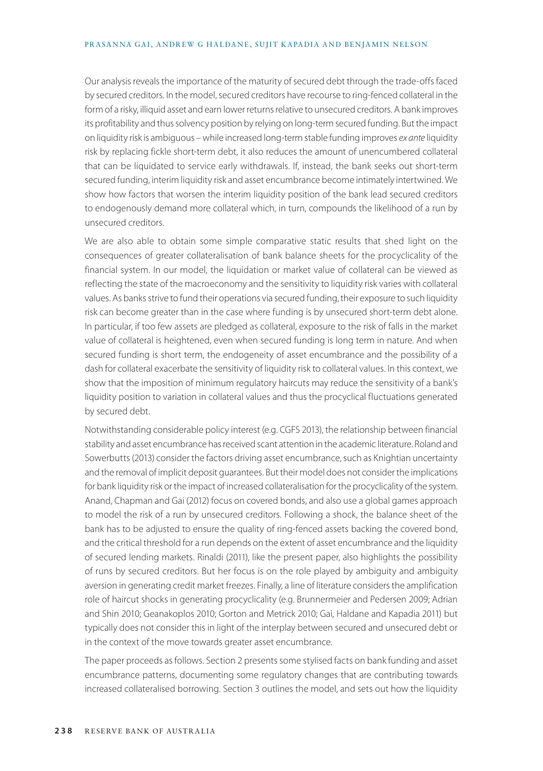Our analysis reveals the importance of the maturity of secured debt through the trade-offs faced by secured creditors. In the model, secured creditors have recourse to ring-fenced collateral in the form of a risky, illiquid asset and earn lower returns relative to unsecured creditors. A bank improves its profitability and thus solvency position by relying on long-term secured funding. But the impact on liquidity risk is ambiguous – while increased long-term stable funding improves *ex ante* liquidity risk by replacing fickle short-term debt, it also reduces the amount of unencumbered collateral that can be liquidated to service early withdrawals. If, instead, the bank seeks out short-term secured funding, interim liquidity risk and asset encumbrance become intimately intertwined. We show how factors that worsen the interim liquidity position of the bank lead secured creditors to endogenously demand more collateral which, in turn, compounds the likelihood of a run by unsecured creditors.

We are also able to obtain some simple comparative static results that shed light on the consequences of greater collateralisation of bank balance sheets for the procyclicality of the financial system. In our model, the liquidation or market value of collateral can be viewed as reflecting the state of the macroeconomy and the sensitivity to liquidity risk varies with collateral values. As banks strive to fund their operations via secured funding, their exposure to such liquidity risk can become greater than in the case where funding is by unsecured short-term debt alone. In particular, if too few assets are pledged as collateral, exposure to the risk of falls in the market value of collateral is heightened, even when secured funding is long term in nature. And when secured funding is short term, the endogeneity of asset encumbrance and the possibility of a dash for collateral exacerbate the sensitivity of liquidity risk to collateral values. In this context, we show that the imposition of minimum regulatory haircuts may reduce the sensitivity of a bank's liquidity position to variation in collateral values and thus the procyclical fluctuations generated by secured debt.

Notwithstanding considerable policy interest (e.g. CGFS 2013), the relationship between financial stability and asset encumbrance has received scant attention in the academic literature. Roland and Sowerbutts (2013) consider the factors driving asset encumbrance, such as Knightian uncertainty and the removal of implicit deposit guarantees. But their model does not consider the implications for bank liquidity risk or the impact of increased collateralisation for the procyclicality of the system. Anand, Chapman and Gai (2012) focus on covered bonds, and also use a global games approach to model the risk of a run by unsecured creditors. Following a shock, the balance sheet of the bank has to be adjusted to ensure the quality of ring-fenced assets backing the covered bond, and the critical threshold for a run depends on the extent of asset encumbrance and the liquidity of secured lending markets. Rinaldi (2011), like the present paper, also highlights the possibility of runs by secured creditors. But her focus is on the role played by ambiguity and ambiguity aversion in generating credit market freezes. Finally, a line of literature considers the amplification role of haircut shocks in generating procyclicality (e.g. Brunnermeier and Pedersen 2009; Adrian and Shin 2010; Geanakoplos 2010; Gorton and Metrick 2010; Gai, Haldane and Kapadia 2011) but typically does not consider this in light of the interplay between secured and unsecured debt or in the context of the move towards greater asset encumbrance.

The paper proceeds as follows. Section 2 presents some stylised facts on bank funding and asset encumbrance patterns, documenting some regulatory changes that are contributing towards increased collateralised borrowing. Section 3 outlines the model, and sets out how the liquidity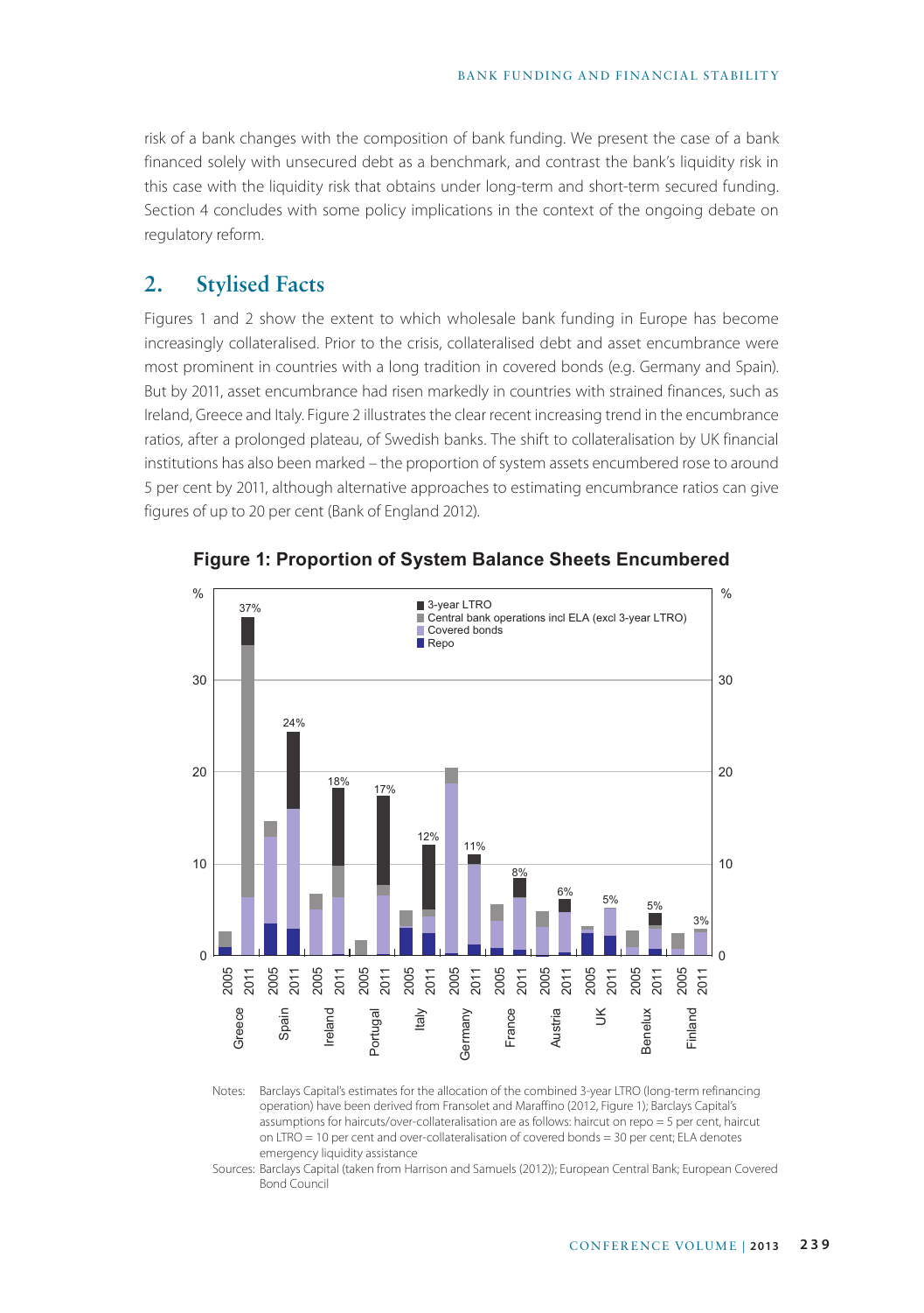risk of a bank changes with the composition of bank funding. We present the case of a bank financed solely with unsecured debt as a benchmark, and contrast the bank's liquidity risk in this case with the liquidity risk that obtains under long-term and short-term secured funding. Section 4 concludes with some policy implications in the context of the ongoing debate on regulatory reform.

## 2. Stylised Facts

Figures 1 and 2 show the extent to which wholesale bank funding in Europe has become increasingly collateralised. Prior to the crisis, collateralised debt and asset encumbrance were most prominent in countries with a long tradition in covered bonds (e.g. Germany and Spain). But by 2011, asset encumbrance had risen markedly in countries with strained finances, such as Ireland, Greece and Italy. Figure 2 illustrates the clear recent increasing trend in the encumbrance ratios, after a prolonged plateau, of Swedish banks. The shift to collateralisation by UK financial institutions has also been marked – the proportion of system assets encumbered rose to around 5 per cent by 2011, although alternative approaches to estimating encumbrance ratios can give figures of up to 20 per cent (Bank of England 2012).

**Figure 1: Proportion of System Balance Sheets Encumbered**

Notes: Barclays Capital's estimates for the allocation of the combined 3-year LTRO (long-term refinancing operation) have been derived from Fransolet and Maraffino (2012, Figure 1); Barclays Capital's assumptions for haircuts/over-collateralisation are as follows: haircut on repo = 5 per cent, haircut on LTRO = 10 per cent and over-collateralisation of covered bonds = 30 per cent; ELA denotes emergency liquidity assistance

Sources: Barclays Capital (taken from Harrison and Samuels (2012)); European Central Bank; European Covered Bond Council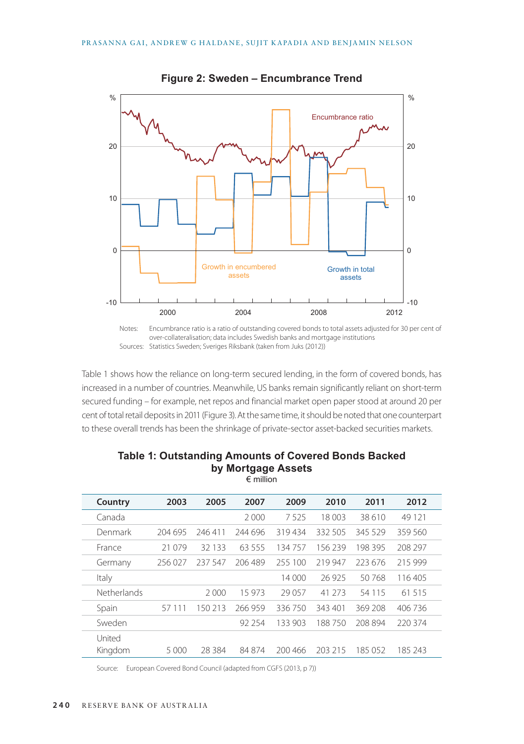**Figure 2: Sweden – Encumbrance Trend**

Notes: Encumbrance ratio is a ratio of outstanding covered bonds to total assets adjusted for 30 per cent of over-collateralisation; data includes Swedish banks and mortgage institutions

Sources: Statistics Sweden; Sveriges Riksbank (taken from Juks (2012))

Table 1 shows how the reliance on long-term secured lending, in the form of covered bonds, has increased in a number of countries. Meanwhile, US banks remain significantly reliant on short-term secured funding – for example, net repos and financial market open paper stood at around 20 per cent of total retail deposits in 2011 (Figure 3). At the same time, it should be noted that one counterpart to these overall trends has been the shrinkage of private-sector asset-backed securities markets.

**Table 1: Outstanding Amounts of Covered Bonds Backed by Mortgage Assets**
€ million

| Country | 2003 | 2005 | 2007 | 2009 | 2010 | 2011 | 2012 |
|---|---|---|---|---|---|---|---|
| Canada | | | 2 000 | 7 525 | 18 003 | 38 610 | 49 121 |
| Denmark | 204 695 | 246 411 | 244 696 | 319 434 | 332 505 | 345 529 | 359 560 |
| France | 21 079 | 32 133 | 63 555 | 134 757 | 156 239 | 198 395 | 208 297 |
| Germany | 256 027 | 237 547 | 206 489 | 255 100 | 219 947 | 223 676 | 215 999 |
| Italy | | | | 14 000 | 26 925 | 50 768 | 116 405 |
| Netherlands | | 2 000 | 15 973 | 29 057 | 41 273 | 54 115 | 61 515 |
| Spain | 57 111 | 150 213 | 266 959 | 336 750 | 343 401 | 369 208 | 406 736 |
| Sweden | | | 92 254 | 133 903 | 188 750 | 208 894 | 220 374 |
| United Kingdom | 5 000 | 28 384 | 84 874 | 200 466 | 203 215 | 185 052 | 185 243 |

Source: European Covered Bond Council (adapted from CGFS (2013, p 7))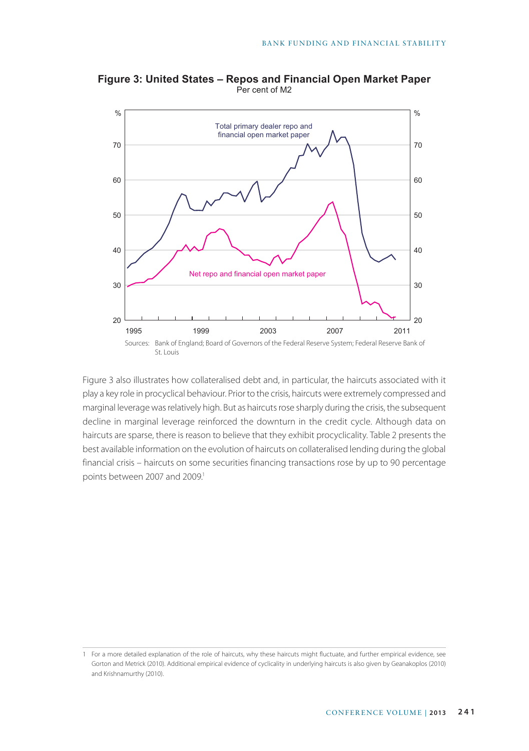**Figure 3: United States – Repos and Financial Open Market Paper**
Per cent of M2

Sources: Bank of England; Board of Governors of the Federal Reserve System; Federal Reserve Bank of St. Louis

Figure 3 also illustrates how collateralised debt and, in particular, the haircuts associated with it play a key role in procyclical behaviour. Prior to the crisis, haircuts were extremely compressed and marginal leverage was relatively high. But as haircuts rose sharply during the crisis, the subsequent decline in marginal leverage reinforced the downturn in the credit cycle. Although data on haircuts are sparse, there is reason to believe that they exhibit procyclicality. Table 2 presents the best available information on the evolution of haircuts on collateralised lending during the global financial crisis – haircuts on some securities financing transactions rose by up to 90 percentage points between 2007 and 2009.[1]

---

1 For a more detailed explanation of the role of haircuts, why these haircuts might fluctuate, and further empirical evidence, see Gorton and Metrick (2010). Additional empirical evidence of cyclicality in underlying haircuts is also given by Geanakoplos (2010) and Krishnamurthy (2010).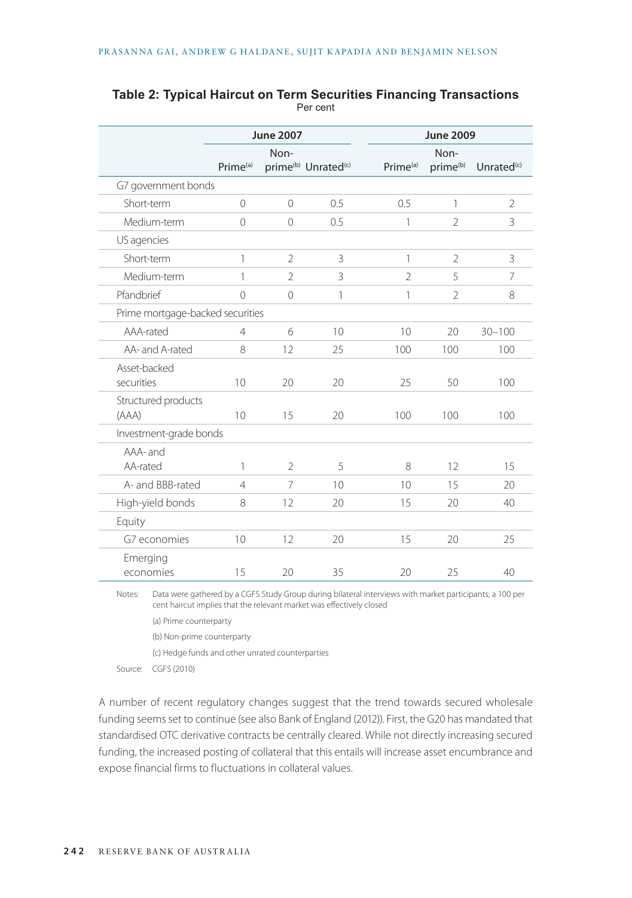**Table 2: Typical Haircut on Term Securities Financing Transactions**
Per cent

| | June 2007 | | | June 2009 | | |
|---|---|---|---|---|---|---|
| | Prime[(a)] | Non-prime[(b)] | Unrated[(c)] | Prime[(a)] | Non-prime[(b)] | Unrated[(c)] |
| G7 government bonds | | | | | | |
| Short-term | 0 | 0 | 0.5 | 0.5 | 1 | 2 |
| Medium-term | 0 | 0 | 0.5 | 1 | 2 | 3 |
| US agencies | | | | | | |
| Short-term | 1 | 2 | 3 | 1 | 2 | 3 |
| Medium-term | 1 | 2 | 3 | 2 | 5 | 7 |
| Pfandbrief | 0 | 0 | 1 | 1 | 2 | 8 |
| Prime mortgage-backed securities | | | | | | |
| AAA-rated | 4 | 6 | 10 | 10 | 20 | 30–100 |
| AA- and A-rated | 8 | 12 | 25 | 100 | 100 | 100 |
| Asset-backed securities | 10 | 20 | 20 | 25 | 50 | 100 |
| Structured products (AAA) | 10 | 15 | 20 | 100 | 100 | 100 |
| Investment-grade bonds | | | | | | |
| AAA- and AA-rated | 1 | 2 | 5 | 8 | 12 | 15 |
| A- and BBB-rated | 4 | 7 | 10 | 10 | 15 | 20 |
| High-yield bonds | 8 | 12 | 20 | 15 | 20 | 40 |
| Equity | | | | | | |
| G7 economies | 10 | 12 | 20 | 15 | 20 | 25 |
| Emerging economies | 15 | 20 | 35 | 20 | 25 | 40 |

Notes: Data were gathered by a CGFS Study Group during bilateral interviews with market participants; a 100 per cent haircut implies that the relevant market was effectively closed

(a) Prime counterparty

(b) Non-prime counterparty

(c) Hedge funds and other unrated counterparties

Source: CGFS (2010)

A number of recent regulatory changes suggest that the trend towards secured wholesale funding seems set to continue (see also Bank of England (2012)). First, the G20 has mandated that standardised OTC derivative contracts be centrally cleared. While not directly increasing secured funding, the increased posting of collateral that this entails will increase asset encumbrance and expose financial firms to fluctuations in collateral values.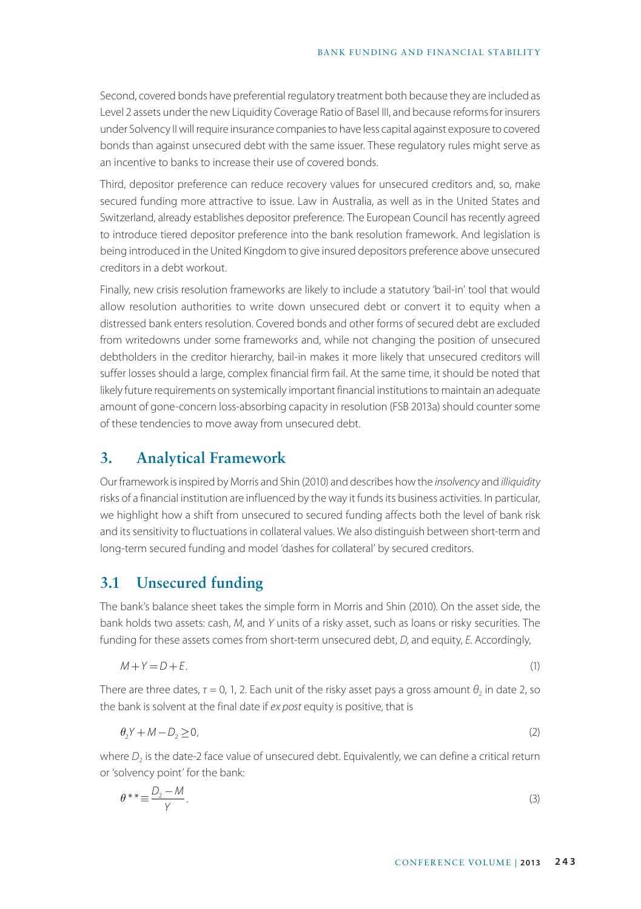Second, covered bonds have preferential regulatory treatment both because they are included as Level 2 assets under the new Liquidity Coverage Ratio of Basel III, and because reforms for insurers under Solvency II will require insurance companies to have less capital against exposure to covered bonds than against unsecured debt with the same issuer. These regulatory rules might serve as an incentive to banks to increase their use of covered bonds.

Third, depositor preference can reduce recovery values for unsecured creditors and, so, make secured funding more attractive to issue. Law in Australia, as well as in the United States and Switzerland, already establishes depositor preference. The European Council has recently agreed to introduce tiered depositor preference into the bank resolution framework. And legislation is being introduced in the United Kingdom to give insured depositors preference above unsecured creditors in a debt workout.

Finally, new crisis resolution frameworks are likely to include a statutory 'bail-in' tool that would allow resolution authorities to write down unsecured debt or convert it to equity when a distressed bank enters resolution. Covered bonds and other forms of secured debt are excluded from writedowns under some frameworks and, while not changing the position of unsecured debtholders in the creditor hierarchy, bail-in makes it more likely that unsecured creditors will suffer losses should a large, complex financial firm fail. At the same time, it should be noted that likely future requirements on systemically important financial institutions to maintain an adequate amount of gone-concern loss-absorbing capacity in resolution (FSB 2013a) should counter some of these tendencies to move away from unsecured debt.

## 3. Analytical Framework

Our framework is inspired by Morris and Shin (2010) and describes how the *insolvency* and *illiquidity* risks of a financial institution are influenced by the way it funds its business activities. In particular, we highlight how a shift from unsecured to secured funding affects both the level of bank risk and its sensitivity to fluctuations in collateral values. We also distinguish between short-term and long-term secured funding and model 'dashes for collateral' by secured creditors.

### 3.1 Unsecured funding

The bank's balance sheet takes the simple form in Morris and Shin (2010). On the asset side, the bank holds two assets: cash, $M$, and $Y$ units of a risky asset, such as loans or risky securities. The funding for these assets comes from short-term unsecured debt, $D$, and equity, $E$. Accordingly,

$$M + Y = D + E. \tag{1}$$

There are three dates, $\tau = 0, 1, 2$. Each unit of the risky asset pays a gross amount $\theta_2$ in date 2, so the bank is solvent at the final date if *ex post* equity is positive, that is

$$\theta_2 Y + M - D_2 \geq 0, \tag{2}$$

where $D_2$ is the date-2 face value of unsecured debt. Equivalently, we can define a critical return or 'solvency point' for the bank:

$$\theta^{**} \equiv \frac{D_2 - M}{Y}. \tag{3}$$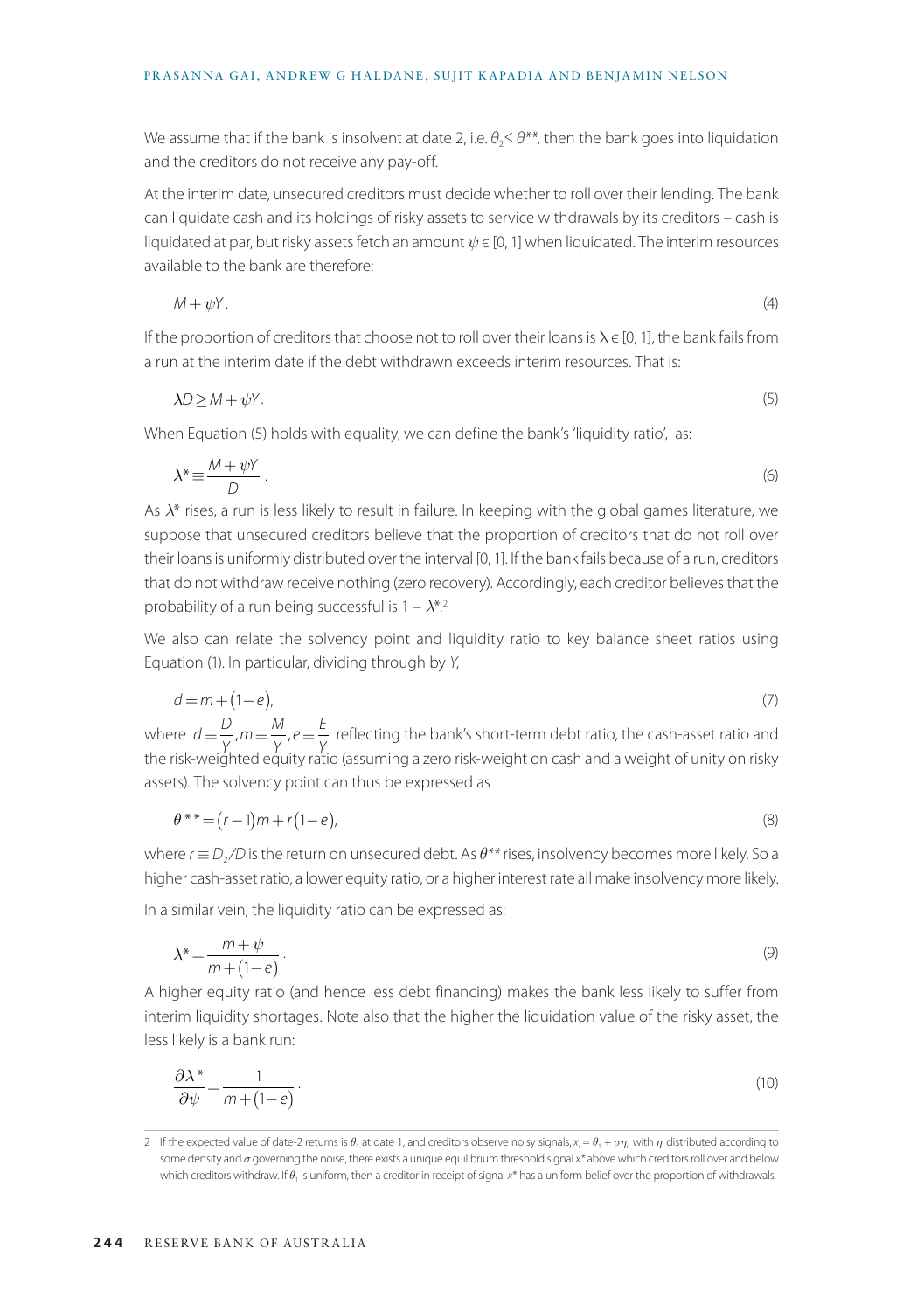We assume that if the bank is insolvent at date 2, i.e. $\theta_2 < \theta^{**}$, then the bank goes into liquidation and the creditors do not receive any pay-off.

At the interim date, unsecured creditors must decide whether to roll over their lending. The bank can liquidate cash and its holdings of risky assets to service withdrawals by its creditors – cash is liquidated at par, but risky assets fetch an amount $\psi \in [0, 1]$ when liquidated. The interim resources available to the bank are therefore:

$$M + \psi Y. \tag{4}$$

If the proportion of creditors that choose not to roll over their loans is $\lambda \in [0, 1]$, the bank fails from a run at the interim date if the debt withdrawn exceeds interim resources. That is:

$$\lambda D \geq M + \psi Y. \tag{5}$$

When Equation (5) holds with equality, we can define the bank's 'liquidity ratio', as:

$$\lambda^* \equiv \frac{M + \psi Y}{D}. \tag{6}$$

As $\lambda^*$ rises, a run is less likely to result in failure. In keeping with the global games literature, we suppose that unsecured creditors believe that the proportion of creditors that do not roll over their loans is uniformly distributed over the interval [0, 1]. If the bank fails because of a run, creditors that do not withdraw receive nothing (zero recovery). Accordingly, each creditor believes that the probability of a run being successful is $1 - \lambda^*$.[2]

We also can relate the solvency point and liquidity ratio to key balance sheet ratios using Equation (1). In particular, dividing through by $Y$,

$$d = m + (1 - e), \tag{7}$$

where $d \equiv \frac{D}{Y}, m \equiv \frac{M}{Y}, e \equiv \frac{E}{Y}$ reflecting the bank's short-term debt ratio, the cash-asset ratio and the risk-weighted equity ratio (assuming a zero risk-weight on cash and a weight of unity on risky assets). The solvency point can thus be expressed as

$$\theta^{**} = (r - 1)m + r(1 - e), \tag{8}$$

where $r \equiv D_2/D$ is the return on unsecured debt. As $\theta^{**}$ rises, insolvency becomes more likely. So a higher cash-asset ratio, a lower equity ratio, or a higher interest rate all make insolvency more likely.

In a similar vein, the liquidity ratio can be expressed as:

$$\lambda^* = \frac{m + \psi}{m + (1 - e)}. \tag{9}$$

A higher equity ratio (and hence less debt financing) makes the bank less likely to suffer from interim liquidity shortages. Note also that the higher the liquidation value of the risky asset, the less likely is a bank run:

$$\frac{\partial \lambda^*}{\partial \psi} = \frac{1}{m + (1 - e)}. \tag{10}$$

2 If the expected value of date-2 returns is $\theta_1$ at date 1, and creditors observe noisy signals, $x_i = \theta_1 + \sigma\eta_i$, with $\eta_i$ distributed according to some density and $\sigma$ governing the noise, there exists a unique equilibrium threshold signal $x^*$ above which creditors roll over and below which creditors withdraw. If $\theta_1$ is uniform, then a creditor in receipt of signal $x^*$ has a uniform belief over the proportion of withdrawals.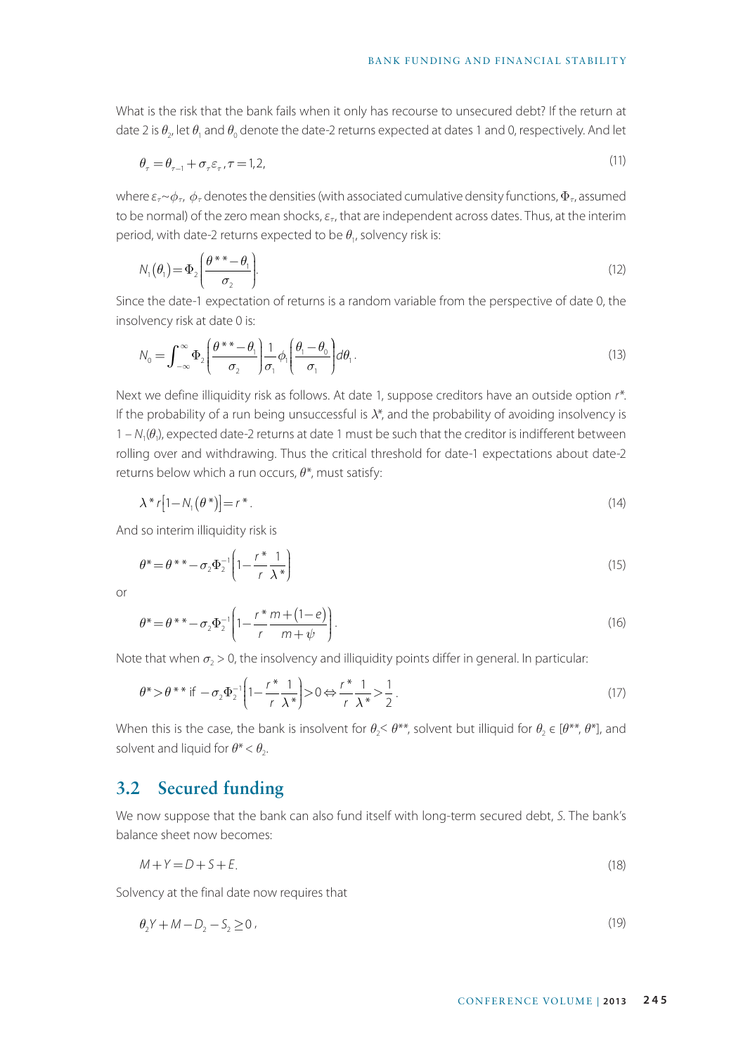What is the risk that the bank fails when it only has recourse to unsecured debt? If the return at date 2 is $\theta_2$, let $\theta_1$ and $\theta_0$ denote the date-2 returns expected at dates 1 and 0, respectively. And let

$$\theta_\tau = \theta_{\tau-1} + \sigma_\tau \varepsilon_\tau, \tau = 1,2, \tag{11}$$

where $\varepsilon_\tau \sim \phi_\tau$, $\phi_\tau$ denotes the densities (with associated cumulative density functions, $\Phi_\tau$, assumed to be normal) of the zero mean shocks, $\varepsilon_\tau$, that are independent across dates. Thus, at the interim period, with date-2 returns expected to be $\theta_1$, solvency risk is:

$$N_1(\theta_1) = \Phi_2\left(\frac{\theta^{**} - \theta_1}{\sigma_2}\right). \tag{12}$$

Since the date-1 expectation of returns is a random variable from the perspective of date 0, the insolvency risk at date 0 is:

$$N_0 = \int_{-\infty}^{\infty} \Phi_2\left(\frac{\theta^{**} - \theta_1}{\sigma_2}\right) \frac{1}{\sigma_1} \phi_1\left(\frac{\theta_1 - \theta_0}{\sigma_1}\right) d\theta_1. \tag{13}$$

Next we define illiquidity risk as follows. At date 1, suppose creditors have an outside option $r^*$. If the probability of a run being unsuccessful is $\lambda^*$, and the probability of avoiding insolvency is $1 - N_1(\theta_1)$, expected date-2 returns at date 1 must be such that the creditor is indifferent between rolling over and withdrawing. Thus the critical threshold for date-1 expectations about date-2 returns below which a run occurs, $\theta^*$, must satisfy:

$$\lambda^* r\left[1 - N_1(\theta^*)\right] = r^*. \tag{14}$$

And so interim illiquidity risk is

$$\theta^* = \theta^{**} - \sigma_2 \Phi_2^{-1}\left(1 - \frac{r^*}{r}\frac{1}{\lambda^*}\right) \tag{15}$$

or

$$\theta^* = \theta^{**} - \sigma_2 \Phi_2^{-1}\left(1 - \frac{r^*}{r}\frac{m + (1-e)}{m + \psi}\right). \tag{16}$$

Note that when $\sigma_2 > 0$, the insolvency and illiquidity points differ in general. In particular:

$$\theta^* > \theta^{**} \text{ if } -\sigma_2 \Phi_2^{-1}\left(1 - \frac{r^*}{r}\frac{1}{\lambda^*}\right) > 0 \Leftrightarrow \frac{r^*}{r}\frac{1}{\lambda^*} > \frac{1}{2}. \tag{17}$$

When this is the case, the bank is insolvent for $\theta_2 < \theta^{**}$, solvent but illiquid for $\theta_2 \in [\theta^{**}, \theta^*]$, and solvent and liquid for $\theta^* < \theta_2$.

## 3.2 Secured funding

We now suppose that the bank can also fund itself with long-term secured debt, $S$. The bank's balance sheet now becomes:

$$M + Y = D + S + E. \tag{18}$$

Solvency at the final date now requires that

$$\theta_2 Y + M - D_2 - S_2 \geq 0, \tag{19}$$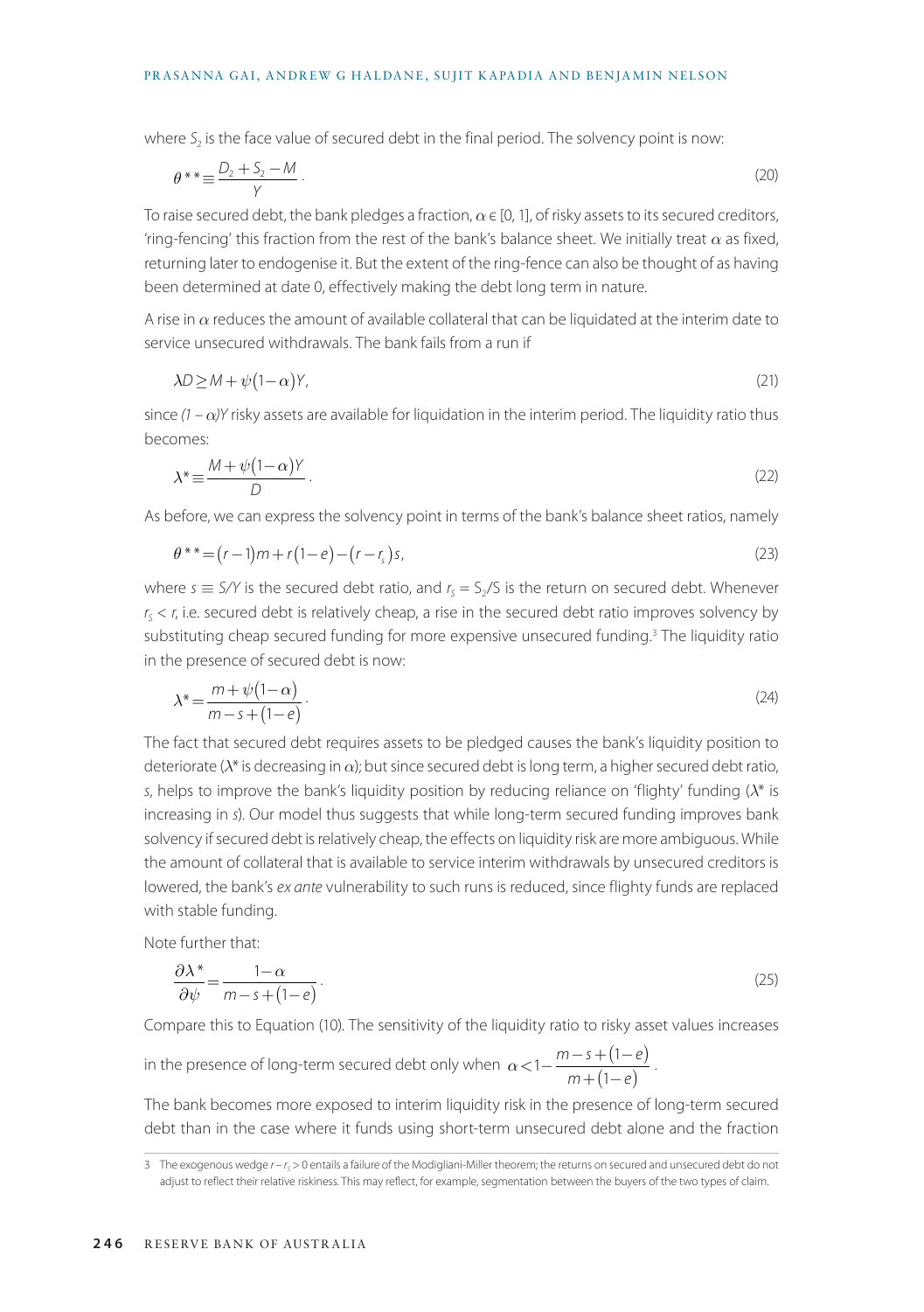where $S_2$ is the face value of secured debt in the final period. The solvency point is now:

$$\theta^{**} \equiv \frac{D_2 + S_2 - M}{Y} \,. \tag{20}$$

To raise secured debt, the bank pledges a fraction, $\alpha \in [0, 1]$, of risky assets to its secured creditors, 'ring-fencing' this fraction from the rest of the bank's balance sheet. We initially treat $\alpha$ as fixed, returning later to endogenise it. But the extent of the ring-fence can also be thought of as having been determined at date 0, effectively making the debt long term in nature.

A rise in $\alpha$ reduces the amount of available collateral that can be liquidated at the interim date to service unsecured withdrawals. The bank fails from a run if

$$\lambda D \geq M + \psi(1-\alpha)Y, \tag{21}$$

since $(1-\alpha)Y$ risky assets are available for liquidation in the interim period. The liquidity ratio thus becomes:

$$\lambda^* \equiv \frac{M + \psi(1-\alpha)Y}{D} \,. \tag{22}$$

As before, we can express the solvency point in terms of the bank's balance sheet ratios, namely

$$\theta^{**} = (r-1)m + r(1-e) - (r - r_s)s, \tag{23}$$

where $s \equiv S/Y$ is the secured debt ratio, and $r_S = S_2/S$ is the return on secured debt. Whenever $r_S < r$, i.e. secured debt is relatively cheap, a rise in the secured debt ratio improves solvency by substituting cheap secured funding for more expensive unsecured funding.[3] The liquidity ratio in the presence of secured debt is now:

$$\lambda^* = \frac{m + \psi(1-\alpha)}{m - s + (1-e)} \,. \tag{24}$$

The fact that secured debt requires assets to be pledged causes the bank's liquidity position to deteriorate ($\lambda^*$ is decreasing in $\alpha$); but since secured debt is long term, a higher secured debt ratio, $s$, helps to improve the bank's liquidity position by reducing reliance on 'flighty' funding ($\lambda^*$ is increasing in $s$). Our model thus suggests that while long-term secured funding improves bank solvency if secured debt is relatively cheap, the effects on liquidity risk are more ambiguous. While the amount of collateral that is available to service interim withdrawals by unsecured creditors is lowered, the bank's *ex ante* vulnerability to such runs is reduced, since flighty funds are replaced with stable funding.

Note further that:

$$\frac{\partial \lambda^*}{\partial \psi} = \frac{1-\alpha}{m - s + (1-e)} \,. \tag{25}$$

Compare this to Equation (10). The sensitivity of the liquidity ratio to risky asset values increases in the presence of long-term secured debt only when $\alpha < 1 - \dfrac{m - s + (1-e)}{m + (1-e)}$.

The bank becomes more exposed to interim liquidity risk in the presence of long-term secured debt than in the case where it funds using short-term unsecured debt alone and the fraction

---

3 The exogenous wedge $r - r_S > 0$ entails a failure of the Modigliani-Miller theorem; the returns on secured and unsecured debt do not adjust to reflect their relative riskiness. This may reflect, for example, segmentation between the buyers of the two types of claim.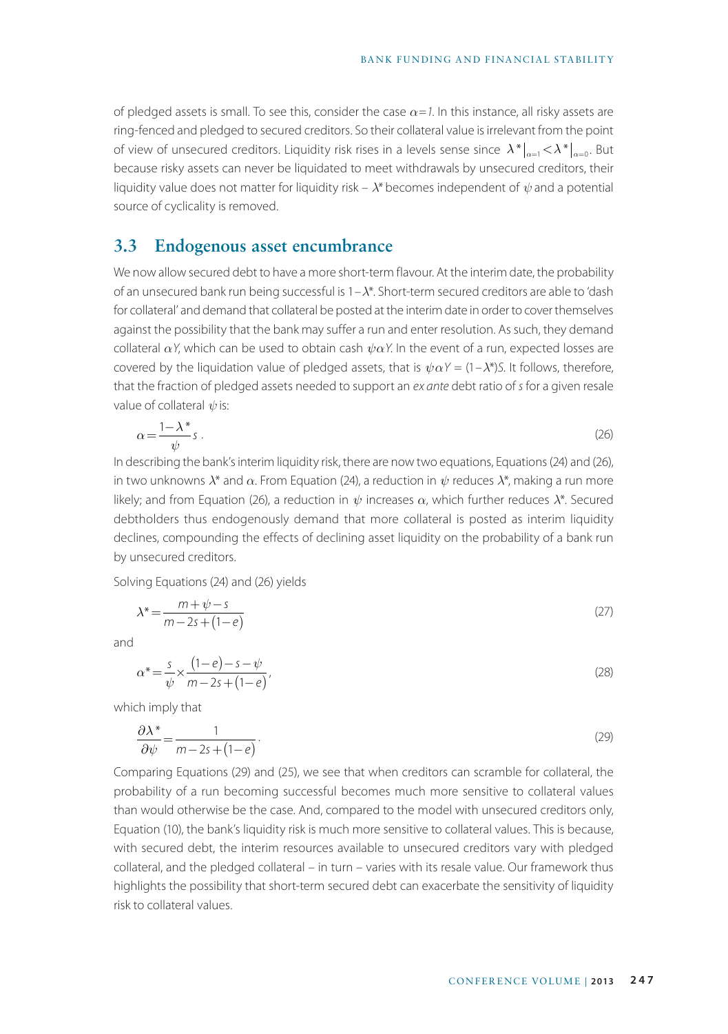of pledged assets is small. To see this, consider the case $\alpha=1$. In this instance, all risky assets are ring-fenced and pledged to secured creditors. So their collateral value is irrelevant from the point of view of unsecured creditors. Liquidity risk rises in a levels sense since $\lambda^*|_{\alpha=1} < \lambda^*|_{\alpha=0}$. But because risky assets can never be liquidated to meet withdrawals by unsecured creditors, their liquidity value does not matter for liquidity risk – $\lambda^*$ becomes independent of $\psi$ and a potential source of cyclicality is removed.

## 3.3 Endogenous asset encumbrance

We now allow secured debt to have a more short-term flavour. At the interim date, the probability of an unsecured bank run being successful is $1-\lambda^*$. Short-term secured creditors are able to 'dash for collateral' and demand that collateral be posted at the interim date in order to cover themselves against the possibility that the bank may suffer a run and enter resolution. As such, they demand collateral $\alpha Y$, which can be used to obtain cash $\psi\alpha Y$. In the event of a run, expected losses are covered by the liquidation value of pledged assets, that is $\psi\alpha Y = (1-\lambda^*)S$. It follows, therefore, that the fraction of pledged assets needed to support an *ex ante* debt ratio of $s$ for a given resale value of collateral $\psi$ is:

$$\alpha = \frac{1-\lambda^*}{\psi}s. \tag{26}$$

In describing the bank's interim liquidity risk, there are now two equations, Equations (24) and (26), in two unknowns $\lambda^*$ and $\alpha$. From Equation (24), a reduction in $\psi$ reduces $\lambda^*$, making a run more likely; and from Equation (26), a reduction in $\psi$ increases $\alpha$, which further reduces $\lambda^*$. Secured debtholders thus endogenously demand that more collateral is posted as interim liquidity declines, compounding the effects of declining asset liquidity on the probability of a bank run by unsecured creditors.

Solving Equations (24) and (26) yields

$$\lambda^* = \frac{m+\psi-s}{m-2s+(1-e)} \tag{27}$$

and

$$\alpha^* = \frac{s}{\psi} \times \frac{(1-e)-s-\psi}{m-2s+(1-e)}, \tag{28}$$

which imply that

$$\frac{\partial \lambda^*}{\partial \psi} = \frac{1}{m-2s+(1-e)}. \tag{29}$$

Comparing Equations (29) and (25), we see that when creditors can scramble for collateral, the probability of a run becoming successful becomes much more sensitive to collateral values than would otherwise be the case. And, compared to the model with unsecured creditors only, Equation (10), the bank's liquidity risk is much more sensitive to collateral values. This is because, with secured debt, the interim resources available to unsecured creditors vary with pledged collateral, and the pledged collateral – in turn – varies with its resale value. Our framework thus highlights the possibility that short-term secured debt can exacerbate the sensitivity of liquidity risk to collateral values.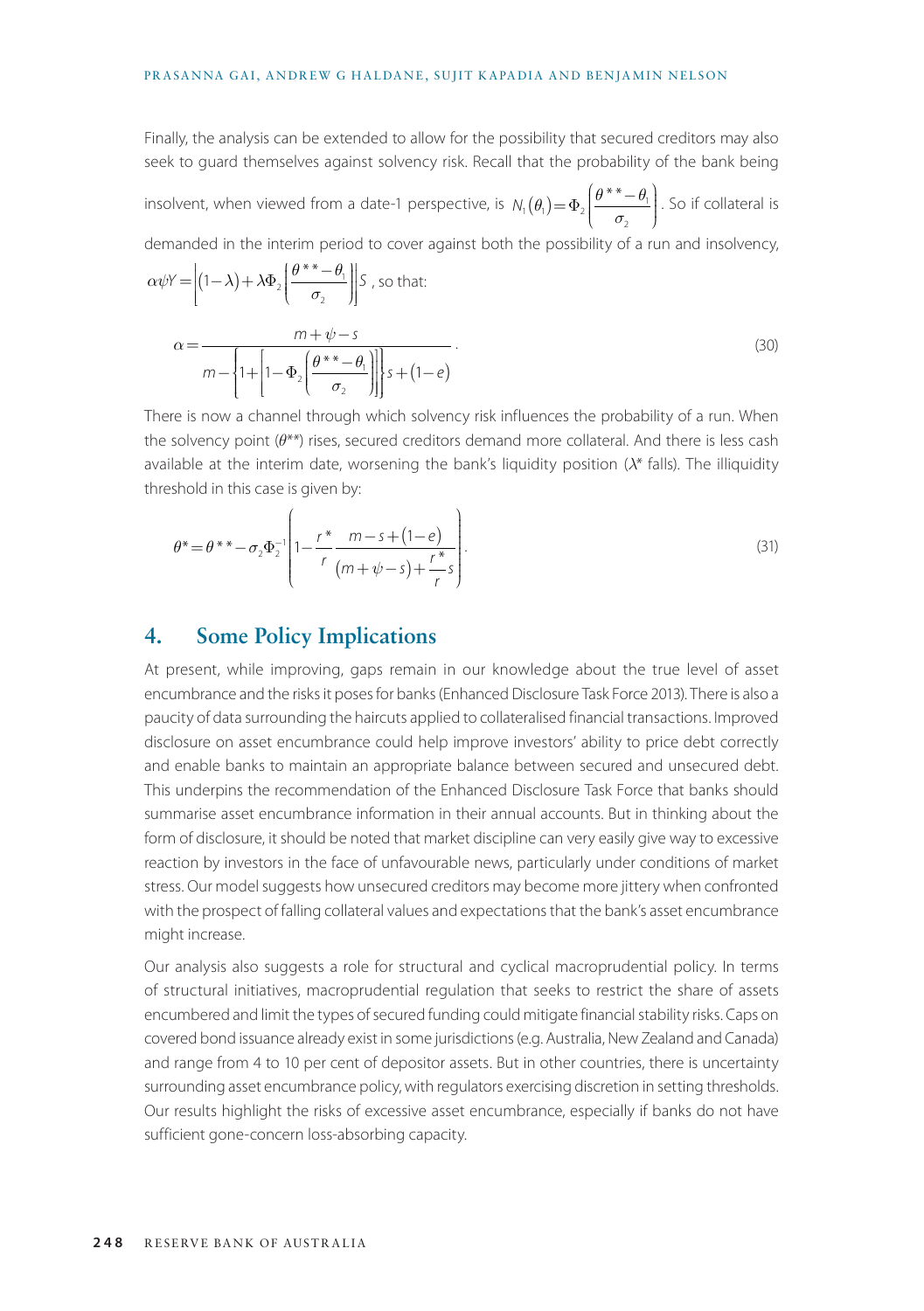Finally, the analysis can be extended to allow for the possibility that secured creditors may also seek to guard themselves against solvency risk. Recall that the probability of the bank being insolvent, when viewed from a date-1 perspective, is $N_1(\theta_1) = \Phi_2\left(\frac{\theta^{**} - \theta_1}{\sigma_2}\right)$. So if collateral is demanded in the interim period to cover against both the possibility of a run and insolvency, $\alpha\psi Y = \left[(1-\lambda) + \lambda\Phi_2\left(\frac{\theta^{**} - \theta_1}{\sigma_2}\right)\right]S$, so that:

$$\alpha = \frac{m + \psi - s}{m - \left\{1 + \left[1 - \Phi_2\left(\frac{\theta^{**} - \theta_1}{\sigma_2}\right)\right]\right\}s + (1-e)}. \tag{30}$$

There is now a channel through which solvency risk influences the probability of a run. When the solvency point ($\theta^{**}$) rises, secured creditors demand more collateral. And there is less cash available at the interim date, worsening the bank's liquidity position ($\lambda^*$ falls). The illiquidity threshold in this case is given by:

$$\theta^* = \theta^{**} - \sigma_2\Phi_2^{-1}\left(1 - \frac{r^*}{r}\frac{m - s + (1-e)}{(m + \psi - s) + \frac{r^*}{r}s}\right). \tag{31}$$

## 4. Some Policy Implications

At present, while improving, gaps remain in our knowledge about the true level of asset encumbrance and the risks it poses for banks (Enhanced Disclosure Task Force 2013). There is also a paucity of data surrounding the haircuts applied to collateralised financial transactions. Improved disclosure on asset encumbrance could help improve investors' ability to price debt correctly and enable banks to maintain an appropriate balance between secured and unsecured debt. This underpins the recommendation of the Enhanced Disclosure Task Force that banks should summarise asset encumbrance information in their annual accounts. But in thinking about the form of disclosure, it should be noted that market discipline can very easily give way to excessive reaction by investors in the face of unfavourable news, particularly under conditions of market stress. Our model suggests how unsecured creditors may become more jittery when confronted with the prospect of falling collateral values and expectations that the bank's asset encumbrance might increase.

Our analysis also suggests a role for structural and cyclical macroprudential policy. In terms of structural initiatives, macroprudential regulation that seeks to restrict the share of assets encumbered and limit the types of secured funding could mitigate financial stability risks. Caps on covered bond issuance already exist in some jurisdictions (e.g. Australia, New Zealand and Canada) and range from 4 to 10 per cent of depositor assets. But in other countries, there is uncertainty surrounding asset encumbrance policy, with regulators exercising discretion in setting thresholds. Our results highlight the risks of excessive asset encumbrance, especially if banks do not have sufficient gone-concern loss-absorbing capacity.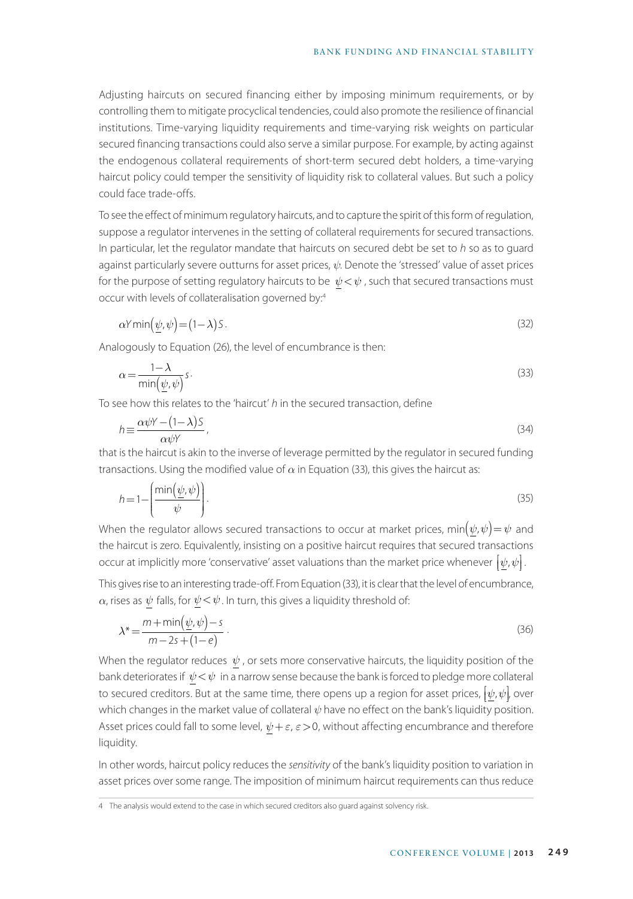Adjusting haircuts on secured financing either by imposing minimum requirements, or by controlling them to mitigate procyclical tendencies, could also promote the resilience of financial institutions. Time-varying liquidity requirements and time-varying risk weights on particular secured financing transactions could also serve a similar purpose. For example, by acting against the endogenous collateral requirements of short-term secured debt holders, a time-varying haircut policy could temper the sensitivity of liquidity risk to collateral values. But such a policy could face trade-offs.

To see the effect of minimum regulatory haircuts, and to capture the spirit of this form of regulation, suppose a regulator intervenes in the setting of collateral requirements for secured transactions. In particular, let the regulator mandate that haircuts on secured debt be set to $h$ so as to guard against particularly severe outturns for asset prices, $\psi$. Denote the 'stressed' value of asset prices for the purpose of setting regulatory haircuts to be $\underline{\psi} < \psi$, such that secured transactions must occur with levels of collateralisation governed by:[4]

$$\alpha Y \min\left(\underline{\psi}, \psi\right) = (1-\lambda) S. \tag{32}$$

Analogously to Equation (26), the level of encumbrance is then:

$$\alpha = \frac{1-\lambda}{\min\left(\underline{\psi}, \psi\right)} s. \tag{33}$$

To see how this relates to the 'haircut' $h$ in the secured transaction, define

$$h \equiv \frac{\alpha \psi Y - (1-\lambda) S}{\alpha \psi Y}, \tag{34}$$

that is the haircut is akin to the inverse of leverage permitted by the regulator in secured funding transactions. Using the modified value of $\alpha$ in Equation (33), this gives the haircut as:

$$h = 1 - \left(\frac{\min\left(\underline{\psi}, \psi\right)}{\psi}\right). \tag{35}$$

When the regulator allows secured transactions to occur at market prices, $\min\left(\underline{\psi}, \psi\right) = \psi$ and the haircut is zero. Equivalently, insisting on a positive haircut requires that secured transactions occur at implicitly more 'conservative' asset valuations than the market price whenever $\left[\underline{\psi}, \psi\right]$.

This gives rise to an interesting trade-off. From Equation (33), it is clear that the level of encumbrance, $\alpha$, rises as $\underline{\psi}$ falls, for $\underline{\psi} < \psi$. In turn, this gives a liquidity threshold of:

$$\lambda^* = \frac{m + \min\left(\underline{\psi}, \psi\right) - s}{m - 2s + (1-e)}. \tag{36}$$

When the regulator reduces $\underline{\psi}$, or sets more conservative haircuts, the liquidity position of the bank deteriorates if $\underline{\psi} < \psi$ in a narrow sense because the bank is forced to pledge more collateral to secured creditors. But at the same time, there opens up a region for asset prices, $\left[\underline{\psi}, \psi\right]$, over which changes in the market value of collateral $\psi$ have no effect on the bank's liquidity position. Asset prices could fall to some level, $\underline{\psi} + \varepsilon$, $\varepsilon > 0$, without affecting encumbrance and therefore liquidity.

In other words, haircut policy reduces the *sensitivity* of the bank's liquidity position to variation in asset prices over some range. The imposition of minimum haircut requirements can thus reduce

4 The analysis would extend to the case in which secured creditors also guard against solvency risk.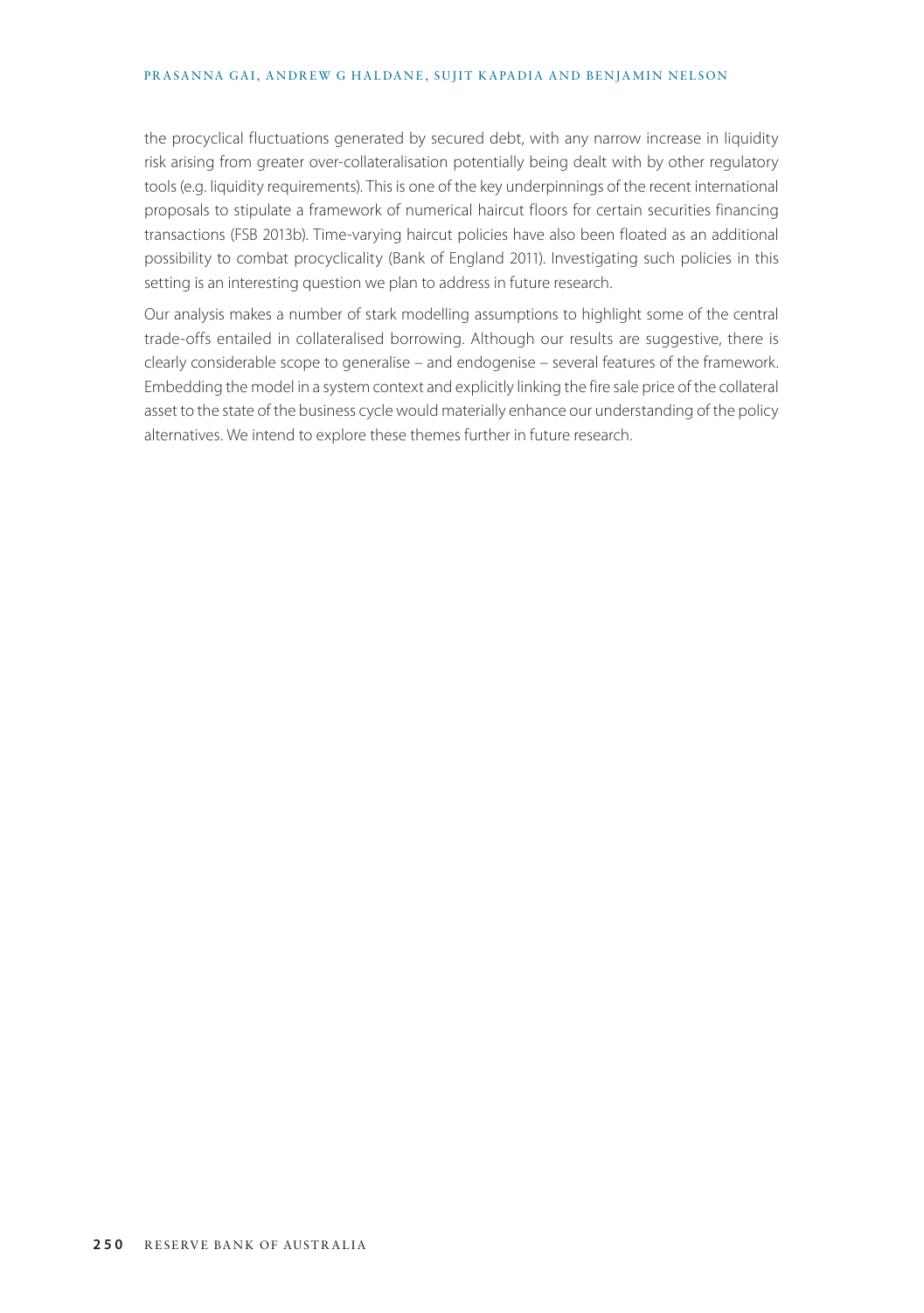the procyclical fluctuations generated by secured debt, with any narrow increase in liquidity risk arising from greater over-collateralisation potentially being dealt with by other regulatory tools (e.g. liquidity requirements). This is one of the key underpinnings of the recent international proposals to stipulate a framework of numerical haircut floors for certain securities financing transactions (FSB 2013b). Time-varying haircut policies have also been floated as an additional possibility to combat procyclicality (Bank of England 2011). Investigating such policies in this setting is an interesting question we plan to address in future research.

Our analysis makes a number of stark modelling assumptions to highlight some of the central trade-offs entailed in collateralised borrowing. Although our results are suggestive, there is clearly considerable scope to generalise – and endogenise – several features of the framework. Embedding the model in a system context and explicitly linking the fire sale price of the collateral asset to the state of the business cycle would materially enhance our understanding of the policy alternatives. We intend to explore these themes further in future research.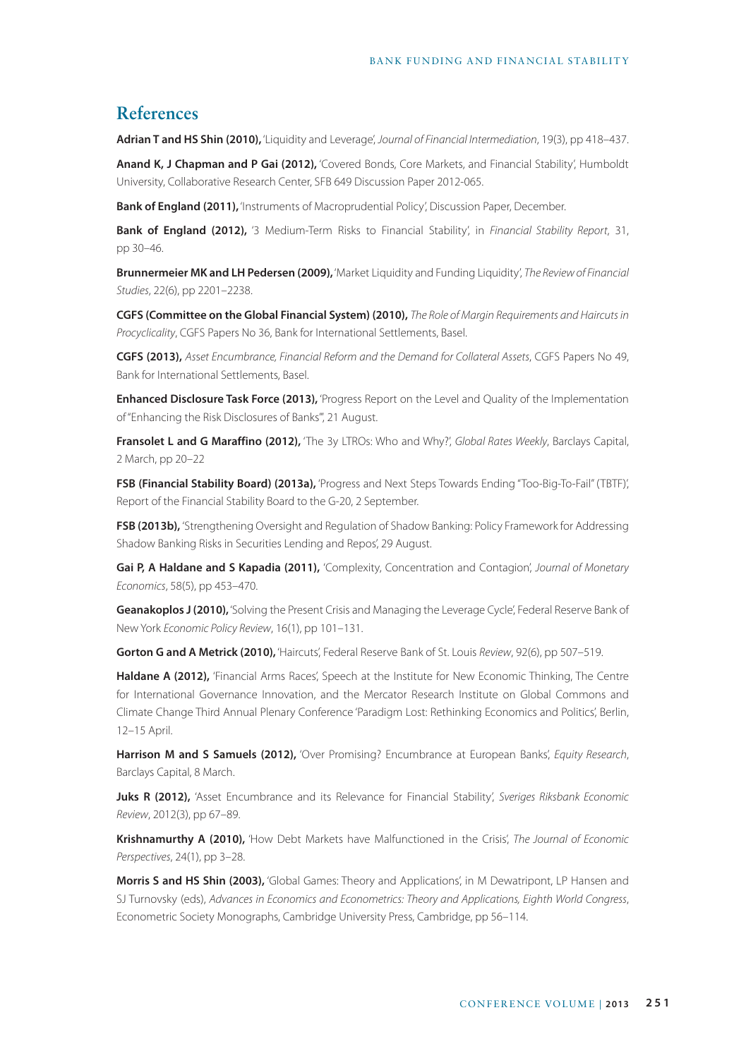## References

**Adrian T and HS Shin (2010),** 'Liquidity and Leverage', *Journal of Financial Intermediation*, 19(3), pp 418–437.

**Anand K, J Chapman and P Gai (2012),** 'Covered Bonds, Core Markets, and Financial Stability', Humboldt University, Collaborative Research Center, SFB 649 Discussion Paper 2012-065.

**Bank of England (2011),** 'Instruments of Macroprudential Policy', Discussion Paper, December.

**Bank of England (2012),** '3 Medium-Term Risks to Financial Stability', in *Financial Stability Report*, 31, pp 30–46.

**Brunnermeier MK and LH Pedersen (2009),** 'Market Liquidity and Funding Liquidity', *The Review of Financial Studies*, 22(6), pp 2201–2238.

**CGFS (Committee on the Global Financial System) (2010),** *The Role of Margin Requirements and Haircuts in Procyclicality*, CGFS Papers No 36, Bank for International Settlements, Basel.

**CGFS (2013),** *Asset Encumbrance, Financial Reform and the Demand for Collateral Assets*, CGFS Papers No 49, Bank for International Settlements, Basel.

**Enhanced Disclosure Task Force (2013),** 'Progress Report on the Level and Quality of the Implementation of "Enhancing the Risk Disclosures of Banks"', 21 August.

**Fransolet L and G Maraffino (2012),** 'The 3y LTROs: Who and Why?', *Global Rates Weekly*, Barclays Capital, 2 March, pp 20–22

**FSB (Financial Stability Board) (2013a),** 'Progress and Next Steps Towards Ending "Too-Big-To-Fail" (TBTF)', Report of the Financial Stability Board to the G-20, 2 September.

**FSB (2013b),** 'Strengthening Oversight and Regulation of Shadow Banking: Policy Framework for Addressing Shadow Banking Risks in Securities Lending and Repos', 29 August.

**Gai P, A Haldane and S Kapadia (2011),** 'Complexity, Concentration and Contagion', *Journal of Monetary Economics*, 58(5), pp 453–470.

**Geanakoplos J (2010),** 'Solving the Present Crisis and Managing the Leverage Cycle', Federal Reserve Bank of New York *Economic Policy Review*, 16(1), pp 101–131.

**Gorton G and A Metrick (2010),** 'Haircuts', Federal Reserve Bank of St. Louis *Review*, 92(6), pp 507–519.

**Haldane A (2012),** 'Financial Arms Races', Speech at the Institute for New Economic Thinking, The Centre for International Governance Innovation, and the Mercator Research Institute on Global Commons and Climate Change Third Annual Plenary Conference 'Paradigm Lost: Rethinking Economics and Politics', Berlin, 12–15 April.

**Harrison M and S Samuels (2012),** 'Over Promising? Encumbrance at European Banks', *Equity Research*, Barclays Capital, 8 March.

**Juks R (2012),** 'Asset Encumbrance and its Relevance for Financial Stability', *Sveriges Riksbank Economic Review*, 2012(3), pp 67–89.

**Krishnamurthy A (2010),** 'How Debt Markets have Malfunctioned in the Crisis', *The Journal of Economic Perspectives*, 24(1), pp 3–28.

**Morris S and HS Shin (2003),** 'Global Games: Theory and Applications', in M Dewatripont, LP Hansen and SJ Turnovsky (eds), *Advances in Economics and Econometrics: Theory and Applications, Eighth World Congress*, Econometric Society Monographs, Cambridge University Press, Cambridge, pp 56–114.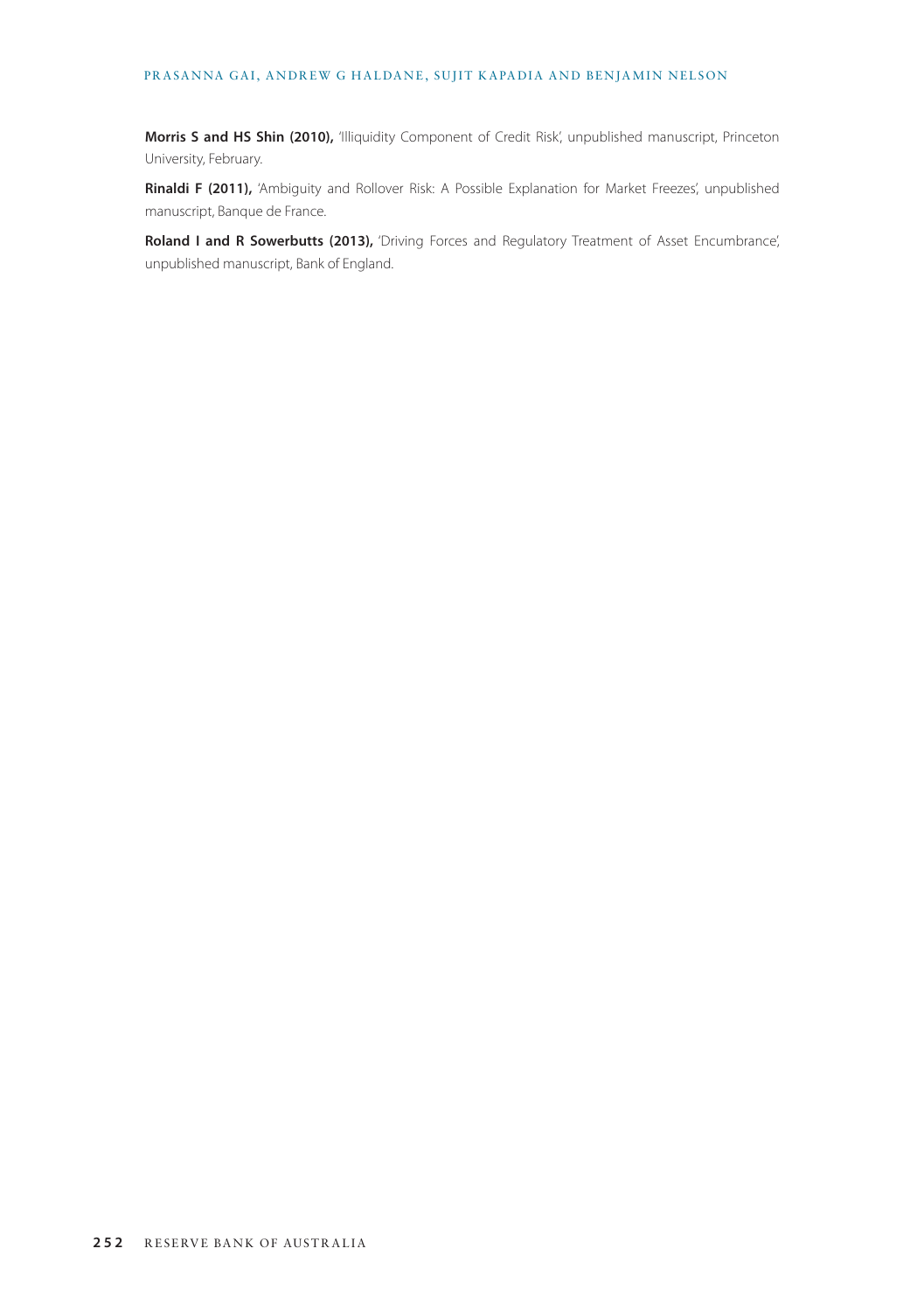**Morris S and HS Shin (2010),** 'Illiquidity Component of Credit Risk', unpublished manuscript, Princeton University, February.

**Rinaldi F (2011),** 'Ambiguity and Rollover Risk: A Possible Explanation for Market Freezes', unpublished manuscript, Banque de France.

**Roland I and R Sowerbutts (2013),** 'Driving Forces and Regulatory Treatment of Asset Encumbrance', unpublished manuscript, Bank of England.